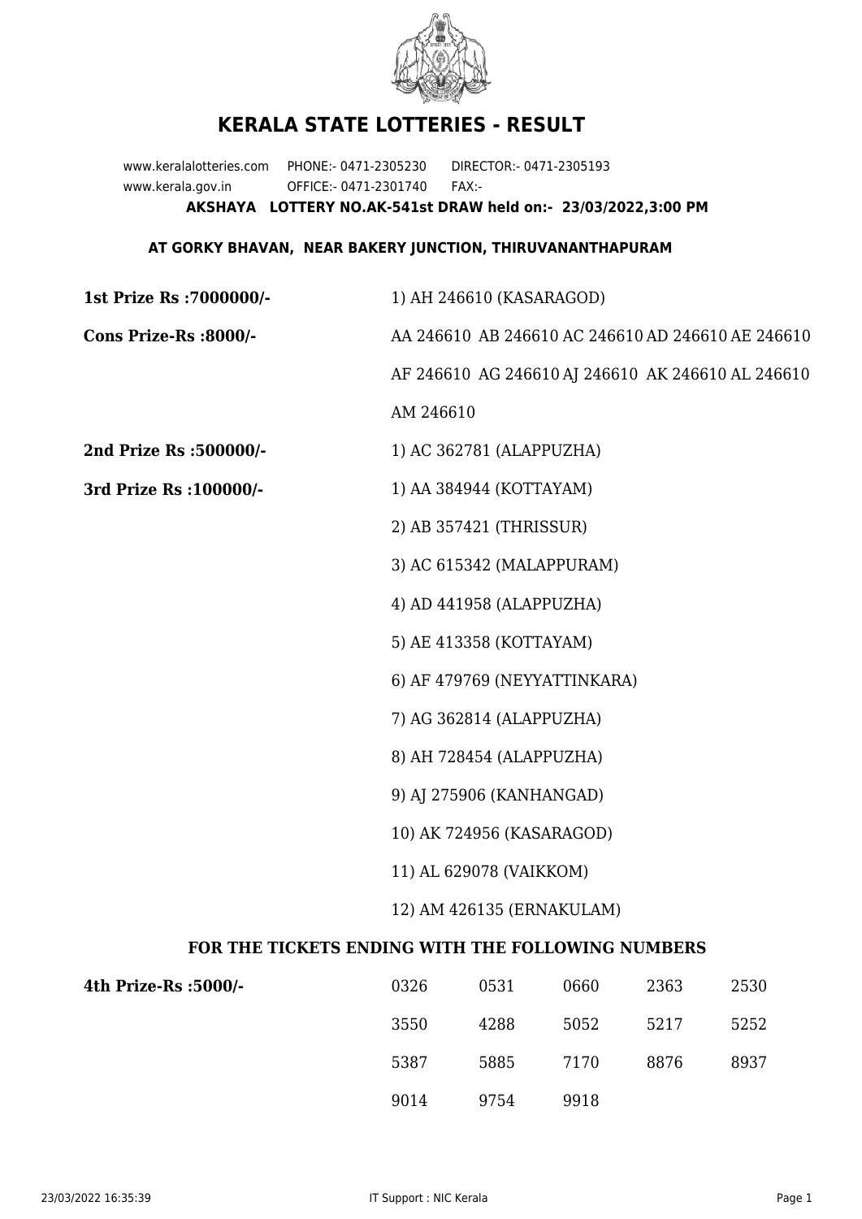# KERALA STATE LOTTERIES - RESULT

www.keralalotteries.com PHONE:- 0471-2305230 DIRECTOR:- 0471-2305193
www.kerala.gov.in OFFICE:- 0471-2301740 FAX:-

**AKSHAYA LOTTERY NO.AK-541st DRAW held on:- 23/03/2022,3:00 PM**

**AT GORKY BHAVAN, NEAR BAKERY JUNCTION, THIRUVANANTHAPURAM**

**1st Prize Rs :7000000/-** 1) AH 246610 (KASARAGOD)

**Cons Prize-Rs :8000/-** AA 246610 AB 246610 AC 246610 AD 246610 AE 246610 AF 246610 AG 246610 AJ 246610 AK 246610 AL 246610 AM 246610

**2nd Prize Rs :500000/-** 1) AC 362781 (ALAPPUZHA)

**3rd Prize Rs :100000/-**
1) AA 384944 (KOTTAYAM)
2) AB 357421 (THRISSUR)
3) AC 615342 (MALAPPURAM)
4) AD 441958 (ALAPPUZHA)
5) AE 413358 (KOTTAYAM)
6) AF 479769 (NEYYATTINKARA)
7) AG 362814 (ALAPPUZHA)
8) AH 728454 (ALAPPUZHA)
9) AJ 275906 (KANHANGAD)
10) AK 724956 (KASARAGOD)
11) AL 629078 (VAIKKOM)
12) AM 426135 (ERNAKULAM)

## FOR THE TICKETS ENDING WITH THE FOLLOWING NUMBERS

**4th Prize-Rs :5000/-**

| | | | | |
|---|---|---|---|---|
| 0326 | 0531 | 0660 | 2363 | 2530 |
| 3550 | 4288 | 5052 | 5217 | 5252 |
| 5387 | 5885 | 7170 | 8876 | 8937 |
| 9014 | 9754 | 9918 | | |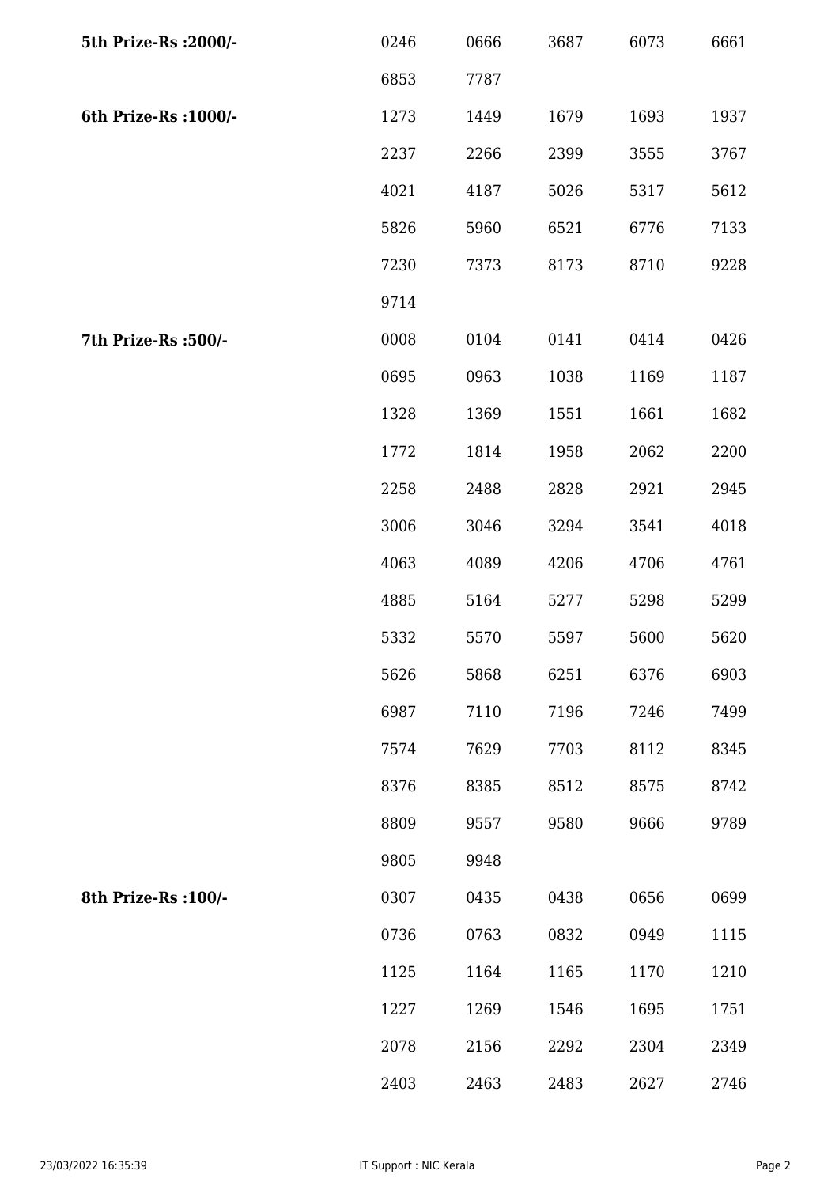| | | | | | |
|---|---|---|---|---|---|
| **5th Prize-Rs :2000/-** | 0246 | 0666 | 3687 | 6073 | 6661 |
| | 6853 | 7787 | | | |
| **6th Prize-Rs :1000/-** | 1273 | 1449 | 1679 | 1693 | 1937 |
| | 2237 | 2266 | 2399 | 3555 | 3767 |
| | 4021 | 4187 | 5026 | 5317 | 5612 |
| | 5826 | 5960 | 6521 | 6776 | 7133 |
| | 7230 | 7373 | 8173 | 8710 | 9228 |
| | 9714 | | | | |
| **7th Prize-Rs :500/-** | 0008 | 0104 | 0141 | 0414 | 0426 |
| | 0695 | 0963 | 1038 | 1169 | 1187 |
| | 1328 | 1369 | 1551 | 1661 | 1682 |
| | 1772 | 1814 | 1958 | 2062 | 2200 |
| | 2258 | 2488 | 2828 | 2921 | 2945 |
| | 3006 | 3046 | 3294 | 3541 | 4018 |
| | 4063 | 4089 | 4206 | 4706 | 4761 |
| | 4885 | 5164 | 5277 | 5298 | 5299 |
| | 5332 | 5570 | 5597 | 5600 | 5620 |
| | 5626 | 5868 | 6251 | 6376 | 6903 |
| | 6987 | 7110 | 7196 | 7246 | 7499 |
| | 7574 | 7629 | 7703 | 8112 | 8345 |
| | 8376 | 8385 | 8512 | 8575 | 8742 |
| | 8809 | 9557 | 9580 | 9666 | 9789 |
| | 9805 | 9948 | | | |
| **8th Prize-Rs :100/-** | 0307 | 0435 | 0438 | 0656 | 0699 |
| | 0736 | 0763 | 0832 | 0949 | 1115 |
| | 1125 | 1164 | 1165 | 1170 | 1210 |
| | 1227 | 1269 | 1546 | 1695 | 1751 |
| | 2078 | 2156 | 2292 | 2304 | 2349 |
| | 2403 | 2463 | 2483 | 2627 | 2746 |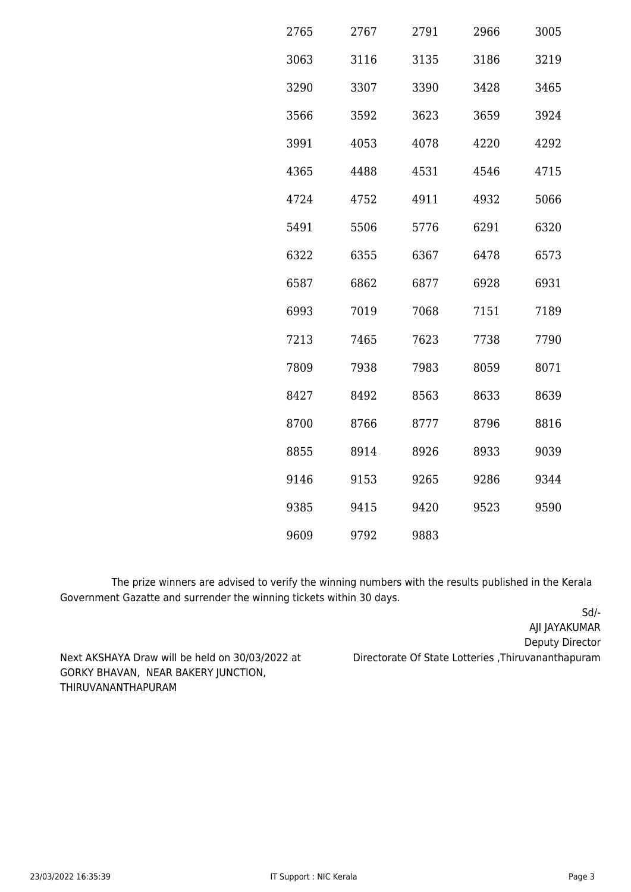| | | | | |
|---|---|---|---|---|
| 2765 | 2767 | 2791 | 2966 | 3005 |
| 3063 | 3116 | 3135 | 3186 | 3219 |
| 3290 | 3307 | 3390 | 3428 | 3465 |
| 3566 | 3592 | 3623 | 3659 | 3924 |
| 3991 | 4053 | 4078 | 4220 | 4292 |
| 4365 | 4488 | 4531 | 4546 | 4715 |
| 4724 | 4752 | 4911 | 4932 | 5066 |
| 5491 | 5506 | 5776 | 6291 | 6320 |
| 6322 | 6355 | 6367 | 6478 | 6573 |
| 6587 | 6862 | 6877 | 6928 | 6931 |
| 6993 | 7019 | 7068 | 7151 | 7189 |
| 7213 | 7465 | 7623 | 7738 | 7790 |
| 7809 | 7938 | 7983 | 8059 | 8071 |
| 8427 | 8492 | 8563 | 8633 | 8639 |
| 8700 | 8766 | 8777 | 8796 | 8816 |
| 8855 | 8914 | 8926 | 8933 | 9039 |
| 9146 | 9153 | 9265 | 9286 | 9344 |
| 9385 | 9415 | 9420 | 9523 | 9590 |
| 9609 | 9792 | 9883 | | |

The prize winners are advised to verify the winning numbers with the results published in the Kerala Government Gazatte and surrender the winning tickets within 30 days.

Sd/-
AJI JAYAKUMAR
Deputy Director
Directorate Of State Lotteries ,Thiruvananthapuram

Next AKSHAYA Draw will be held on 30/03/2022 at GORKY BHAVAN, NEAR BAKERY JUNCTION, THIRUVANANTHAPURAM